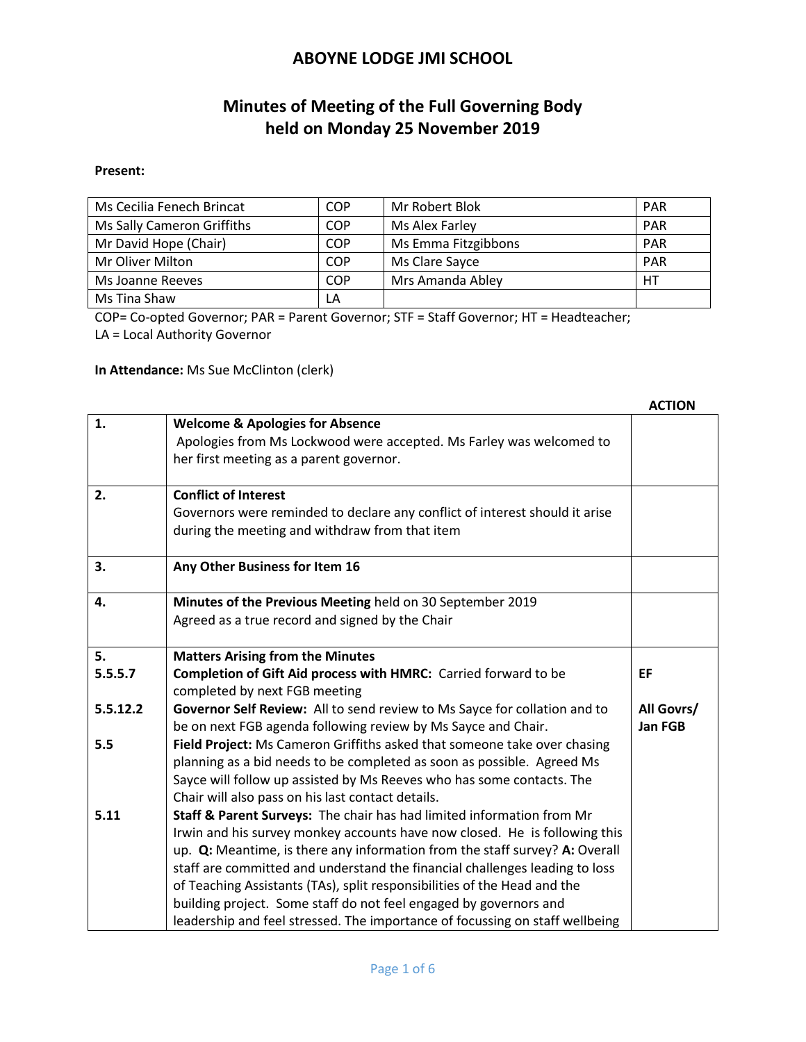# ABOYNE LODGE JMI SCHOOL

## Minutes of Meeting of the Full Governing Body held on Monday 25 November 2019

**Present:**

| | | | |
|---|---|---|---|
| Ms Cecilia Fenech Brincat | COP | Mr Robert Blok | PAR |
| Ms Sally Cameron Griffiths | COP | Ms Alex Farley | PAR |
| Mr David Hope (Chair) | COP | Ms Emma Fitzgibbons | PAR |
| Mr Oliver Milton | COP | Ms Clare Sayce | PAR |
| Ms Joanne Reeves | COP | Mrs Amanda Abley | HT |
| Ms Tina Shaw | LA | | |

COP= Co-opted Governor; PAR = Parent Governor; STF = Staff Governor; HT = Headteacher; LA = Local Authority Governor

**In Attendance:** Ms Sue McClinton (clerk)

| | | **ACTION** |
|---|---|---|
| **1.** | **Welcome & Apologies for Absence**<br>Apologies from Ms Lockwood were accepted. Ms Farley was welcomed to her first meeting as a parent governor. | |
| **2.** | **Conflict of Interest**<br>Governors were reminded to declare any conflict of interest should it arise during the meeting and withdraw from that item | |
| **3.** | **Any Other Business for Item 16** | |
| **4.** | **Minutes of the Previous Meeting** held on 30 September 2019<br>Agreed as a true record and signed by the Chair | |
| **5.** | **Matters Arising from the Minutes** | |
| **5.5.5.7** | **Completion of Gift Aid process with HMRC:** Carried forward to be completed by next FGB meeting | **EF** |
| **5.5.12.2** | **Governor Self Review:** All to send review to Ms Sayce for collation and to be on next FGB agenda following review by Ms Sayce and Chair. | **All Govrs/ Jan FGB** |
| **5.5** | **Field Project:** Ms Cameron Griffiths asked that someone take over chasing planning as a bid needs to be completed as soon as possible. Agreed Ms Sayce will follow up assisted by Ms Reeves who has some contacts. The Chair will also pass on his last contact details. | |
| **5.11** | **Staff & Parent Surveys:** The chair has had limited information from Mr Irwin and his survey monkey accounts have now closed. He is following this up. **Q:** Meantime, is there any information from the staff survey? **A:** Overall staff are committed and understand the financial challenges leading to loss of Teaching Assistants (TAs), split responsibilities of the Head and the building project. Some staff do not feel engaged by governors and leadership and feel stressed. The importance of focussing on staff wellbeing | |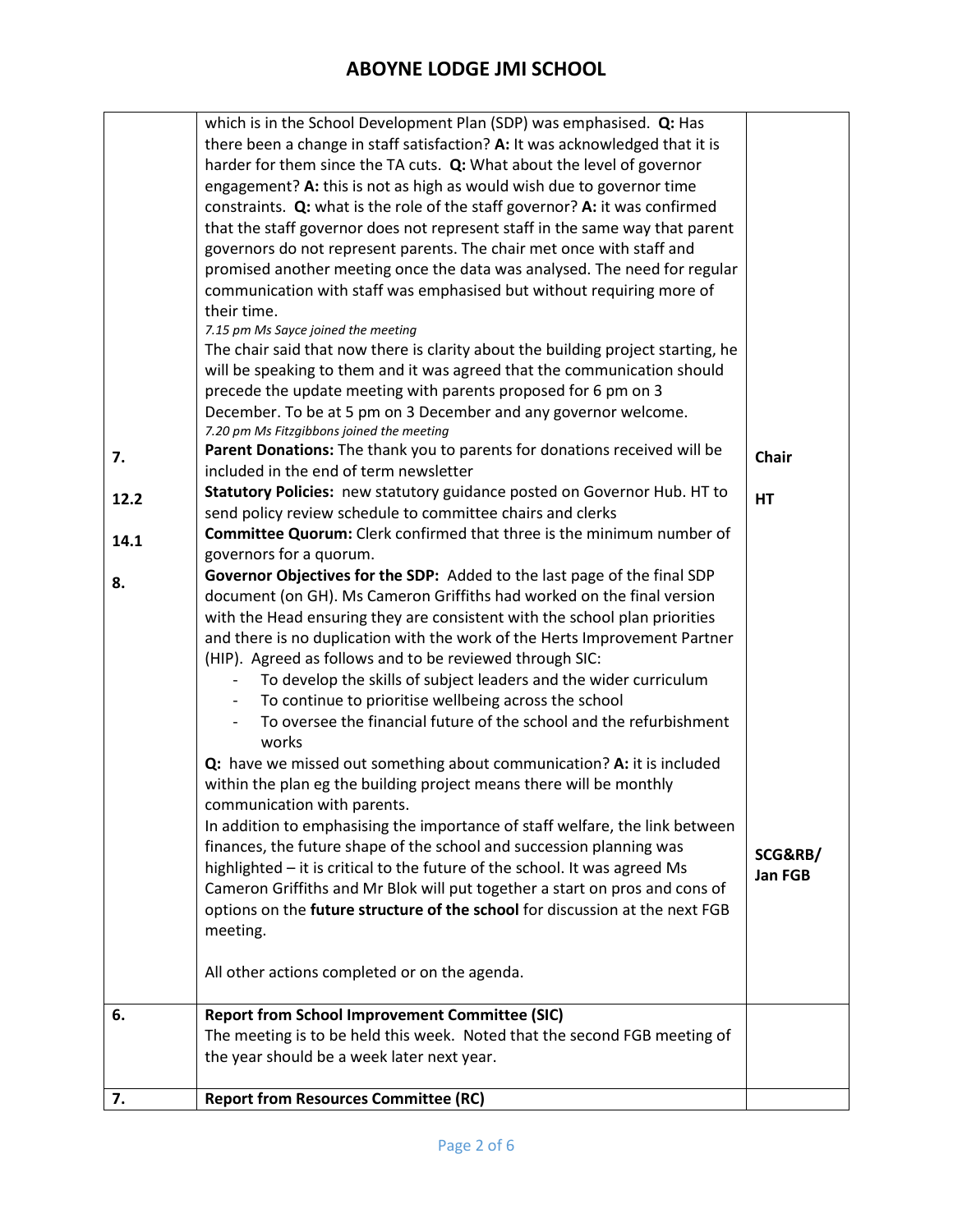| | | |
|---|---|---|
| | which is in the School Development Plan (SDP) was emphasised. **Q:** Has there been a change in staff satisfaction? **A:** It was acknowledged that it is harder for them since the TA cuts. **Q:** What about the level of governor engagement? **A:** this is not as high as would wish due to governor time constraints. **Q:** what is the role of the staff governor? **A:** it was confirmed that the staff governor does not represent staff in the same way that parent governors do not represent parents. The chair met once with staff and promised another meeting once the data was analysed. The need for regular communication with staff was emphasised but without requiring more of their time.<br>*7.15 pm Ms Sayce joined the meeting*<br>The chair said that now there is clarity about the building project starting, he will be speaking to them and it was agreed that the communication should precede the update meeting with parents proposed for 6 pm on 3 December. To be at 5 pm on 3 December and any governor welcome.<br>*7.20 pm Ms Fitzgibbons joined the meeting* | |
| 7. | **Parent Donations:** The thank you to parents for donations received will be included in the end of term newsletter | **Chair** |
| 12.2 | **Statutory Policies:** new statutory guidance posted on Governor Hub. HT to send policy review schedule to committee chairs and clerks | **HT** |
| 14.1 | **Committee Quorum:** Clerk confirmed that three is the minimum number of governors for a quorum. | |
| 8. | **Governor Objectives for the SDP:** Added to the last page of the final SDP document (on GH). Ms Cameron Griffiths had worked on the final version with the Head ensuring they are consistent with the school plan priorities and there is no duplication with the work of the Herts Improvement Partner (HIP). Agreed as follows and to be reviewed through SIC:<br>- To develop the skills of subject leaders and the wider curriculum<br>- To continue to prioritise wellbeing across the school<br>- To oversee the financial future of the school and the refurbishment works<br><br>**Q:** have we missed out something about communication? **A:** it is included within the plan eg the building project means there will be monthly communication with parents.<br>In addition to emphasising the importance of staff welfare, the link between finances, the future shape of the school and succession planning was highlighted – it is critical to the future of the school. It was agreed Ms Cameron Griffiths and Mr Blok will put together a start on pros and cons of options on the **future structure of the school** for discussion at the next FGB meeting.<br><br>All other actions completed or on the agenda. | **SCG&RB/ Jan FGB** |
| 6. | **Report from School Improvement Committee (SIC)**<br>The meeting is to be held this week. Noted that the second FGB meeting of the year should be a week later next year. | |
| 7. | **Report from Resources Committee (RC)** | |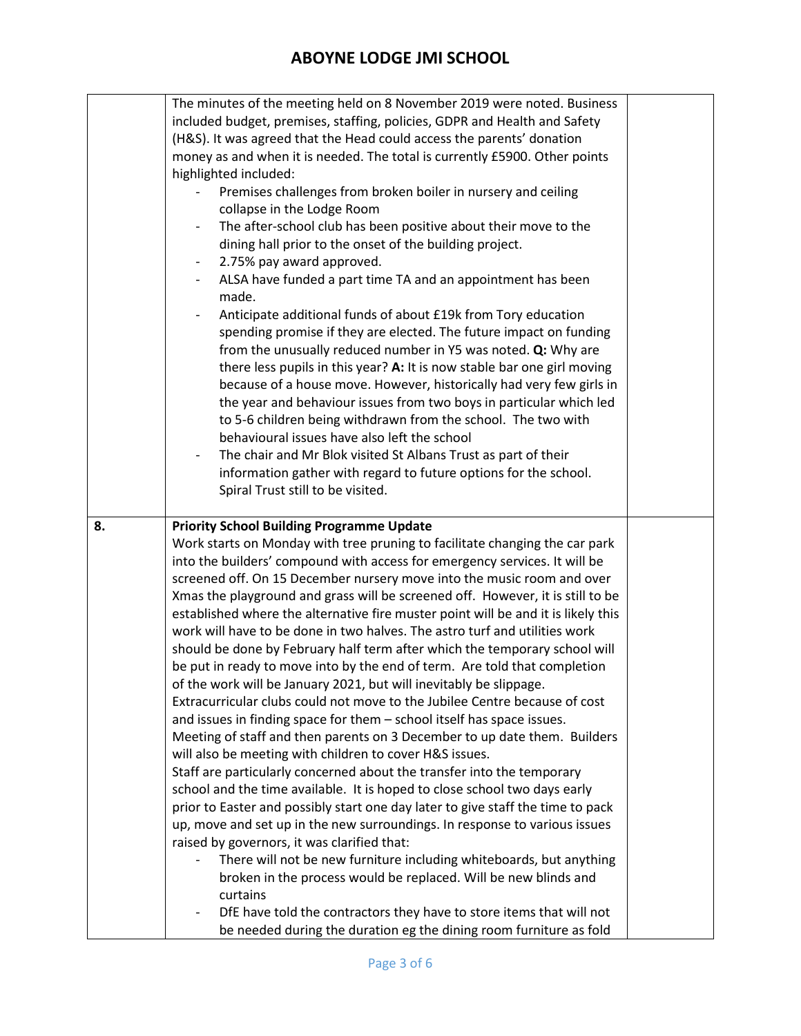# ABOYNE LODGE JMI SCHOOL

| | | |
|---|---|---|
| | The minutes of the meeting held on 8 November 2019 were noted. Business included budget, premises, staffing, policies, GDPR and Health and Safety (H&S). It was agreed that the Head could access the parents' donation money as and when it is needed. The total is currently £5900. Other points highlighted included:<br>- Premises challenges from broken boiler in nursery and ceiling collapse in the Lodge Room<br>- The after-school club has been positive about their move to the dining hall prior to the onset of the building project.<br>- 2.75% pay award approved.<br>- ALSA have funded a part time TA and an appointment has been made.<br>- Anticipate additional funds of about £19k from Tory education spending promise if they are elected. The future impact on funding from the unusually reduced number in Y5 was noted. **Q:** Why are there less pupils in this year? **A:** It is now stable bar one girl moving because of a house move. However, historically had very few girls in the year and behaviour issues from two boys in particular which led to 5-6 children being withdrawn from the school. The two with behavioural issues have also left the school<br>- The chair and Mr Blok visited St Albans Trust as part of their information gather with regard to future options for the school. Spiral Trust still to be visited. | |
| 8. | **Priority School Building Programme Update**<br>Work starts on Monday with tree pruning to facilitate changing the car park into the builders' compound with access for emergency services. It will be screened off. On 15 December nursery move into the music room and over Xmas the playground and grass will be screened off. However, it is still to be established where the alternative fire muster point will be and it is likely this work will have to be done in two halves. The astro turf and utilities work should be done by February half term after which the temporary school will be put in ready to move into by the end of term. Are told that completion of the work will be January 2021, but will inevitably be slippage.<br>Extracurricular clubs could not move to the Jubilee Centre because of cost and issues in finding space for them – school itself has space issues.<br>Meeting of staff and then parents on 3 December to up date them. Builders will also be meeting with children to cover H&S issues.<br>Staff are particularly concerned about the transfer into the temporary school and the time available. It is hoped to close school two days early prior to Easter and possibly start one day later to give staff the time to pack up, move and set up in the new surroundings. In response to various issues raised by governors, it was clarified that:<br>- There will not be new furniture including whiteboards, but anything broken in the process would be replaced. Will be new blinds and curtains<br>- DfE have told the contractors they have to store items that will not be needed during the duration eg the dining room furniture as fold | |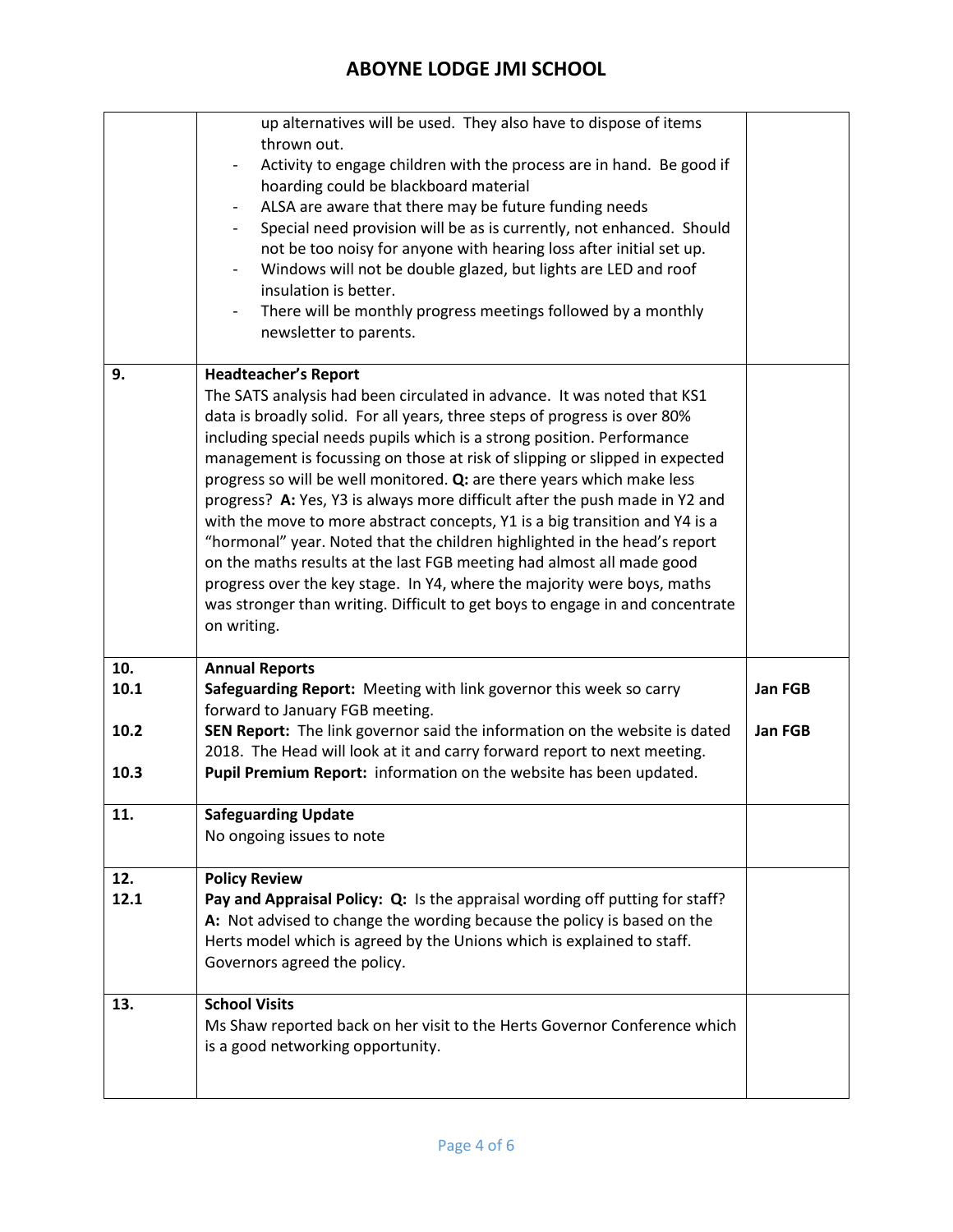| | | |
|---|---|---|
| | up alternatives will be used. They also have to dispose of items thrown out.<br>- Activity to engage children with the process are in hand. Be good if hoarding could be blackboard material<br>- ALSA are aware that there may be future funding needs<br>- Special need provision will be as is currently, not enhanced. Should not be too noisy for anyone with hearing loss after initial set up.<br>- Windows will not be double glazed, but lights are LED and roof insulation is better.<br>- There will be monthly progress meetings followed by a monthly newsletter to parents. | |
| **9.** | **Headteacher's Report**<br>The SATS analysis had been circulated in advance. It was noted that KS1 data is broadly solid. For all years, three steps of progress is over 80% including special needs pupils which is a strong position. Performance management is focussing on those at risk of slipping or slipped in expected progress so will be well monitored. **Q:** are there years which make less progress? **A:** Yes, Y3 is always more difficult after the push made in Y2 and with the move to more abstract concepts, Y1 is a big transition and Y4 is a "hormonal" year. Noted that the children highlighted in the head's report on the maths results at the last FGB meeting had almost all made good progress over the key stage. In Y4, where the majority were boys, maths was stronger than writing. Difficult to get boys to engage in and concentrate on writing. | |
| **10.**<br>**10.1**<br><br>**10.2**<br><br>**10.3** | **Annual Reports**<br>**Safeguarding Report:** Meeting with link governor this week so carry forward to January FGB meeting.<br>**SEN Report:** The link governor said the information on the website is dated 2018. The Head will look at it and carry forward report to next meeting.<br>**Pupil Premium Report:** information on the website has been updated. | <br>**Jan FGB**<br><br>**Jan FGB** |
| **11.** | **Safeguarding Update**<br>No ongoing issues to note | |
| **12.**<br>**12.1** | **Policy Review**<br>**Pay and Appraisal Policy: Q:** Is the appraisal wording off putting for staff? **A:** Not advised to change the wording because the policy is based on the Herts model which is agreed by the Unions which is explained to staff. Governors agreed the policy. | |
| **13.** | **School Visits**<br>Ms Shaw reported back on her visit to the Herts Governor Conference which is a good networking opportunity. | |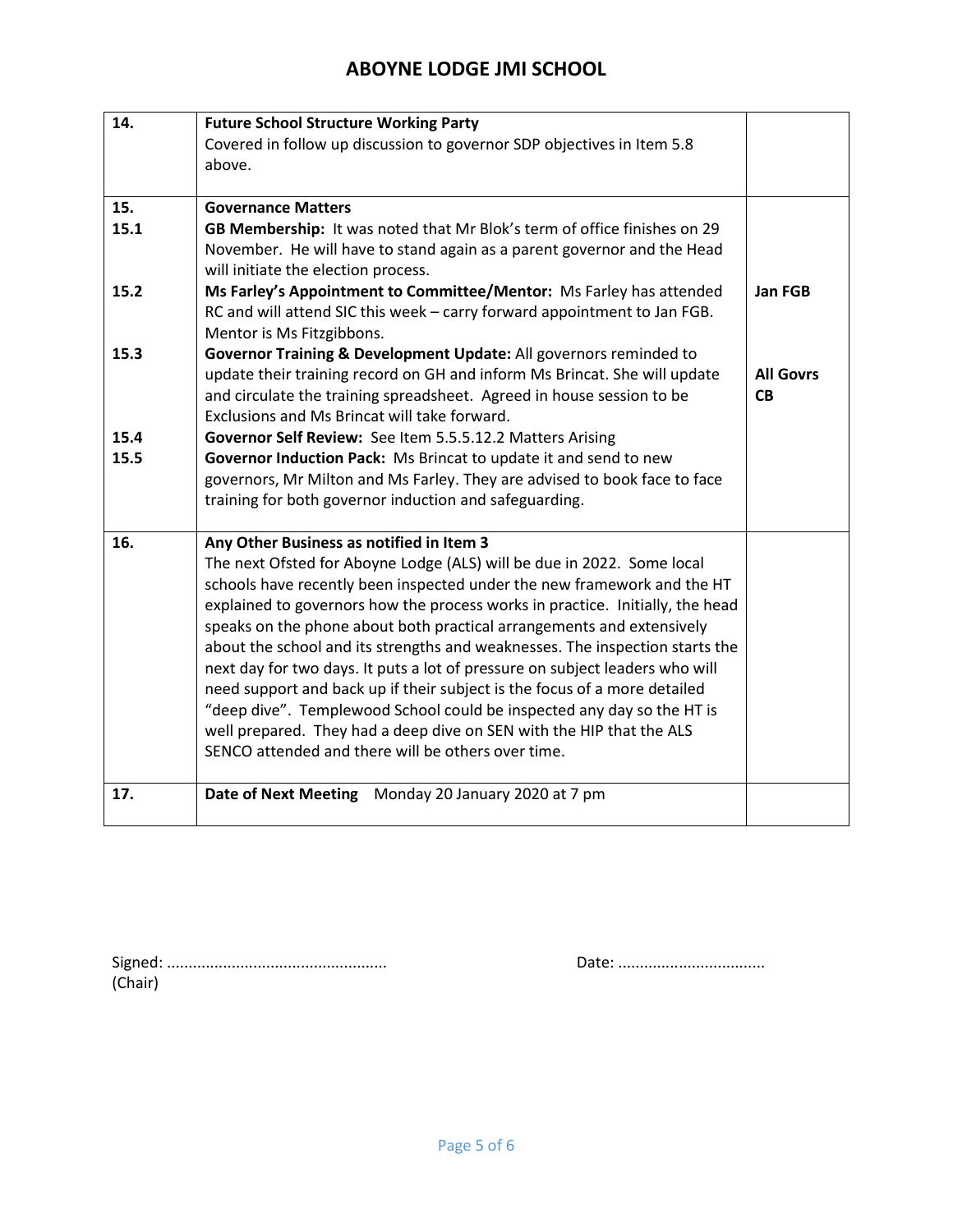# ABOYNE LODGE JMI SCHOOL

| | | |
|---|---|---|
| **14.** | **Future School Structure Working Party**<br>Covered in follow up discussion to governor SDP objectives in Item 5.8 above. | |
| **15.**<br>**15.1** | **Governance Matters**<br>**GB Membership:** It was noted that Mr Blok's term of office finishes on 29 November. He will have to stand again as a parent governor and the Head will initiate the election process. | |
| **15.2** | **Ms Farley's Appointment to Committee/Mentor:** Ms Farley has attended RC and will attend SIC this week – carry forward appointment to Jan FGB. Mentor is Ms Fitzgibbons. | **Jan FGB** |
| **15.3** | **Governor Training & Development Update:** All governors reminded to update their training record on GH and inform Ms Brincat. She will update and circulate the training spreadsheet. Agreed in house session to be Exclusions and Ms Brincat will take forward. | **All Govrs**<br>**CB** |
| **15.4**<br>**15.5** | **Governor Self Review:** See Item 5.5.5.12.2 Matters Arising<br>**Governor Induction Pack:** Ms Brincat to update it and send to new governors, Mr Milton and Ms Farley. They are advised to book face to face training for both governor induction and safeguarding. | |
| **16.** | **Any Other Business as notified in Item 3**<br>The next Ofsted for Aboyne Lodge (ALS) will be due in 2022. Some local schools have recently been inspected under the new framework and the HT explained to governors how the process works in practice. Initially, the head speaks on the phone about both practical arrangements and extensively about the school and its strengths and weaknesses. The inspection starts the next day for two days. It puts a lot of pressure on subject leaders who will need support and back up if their subject is the focus of a more detailed "deep dive". Templewood School could be inspected any day so the HT is well prepared. They had a deep dive on SEN with the HIP that the ALS SENCO attended and there will be others over time. | |
| **17.** | **Date of Next Meeting** Monday 20 January 2020 at 7 pm | |

Signed: ................................................... (Chair)

Date: ..................................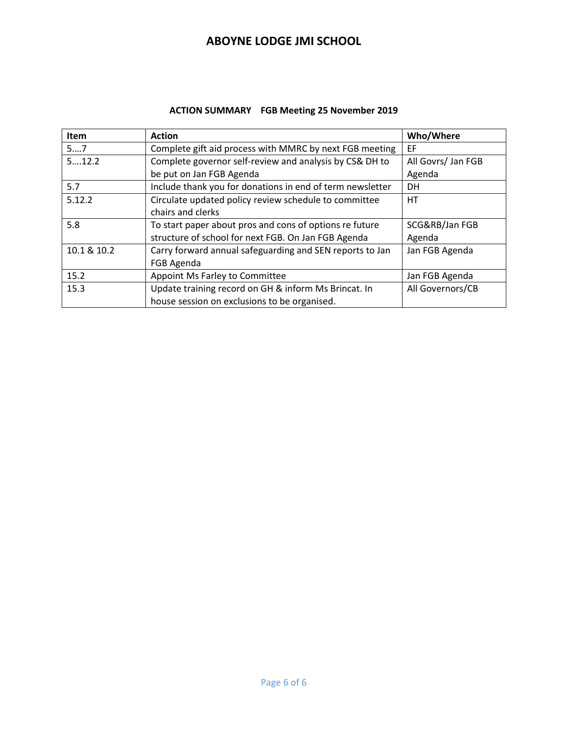# ABOYNE LODGE JMI SCHOOL

**ACTION SUMMARY FGB Meeting 25 November 2019**

| Item | Action | Who/Where |
|---|---|---|
| 5….7 | Complete gift aid process with MMRC by next FGB meeting | EF |
| 5….12.2 | Complete governor self-review and analysis by CS& DH to be put on Jan FGB Agenda | All Govrs/ Jan FGB Agenda |
| 5.7 | Include thank you for donations in end of term newsletter | DH |
| 5.12.2 | Circulate updated policy review schedule to committee chairs and clerks | HT |
| 5.8 | To start paper about pros and cons of options re future structure of school for next FGB. On Jan FGB Agenda | SCG&RB/Jan FGB Agenda |
| 10.1 & 10.2 | Carry forward annual safeguarding and SEN reports to Jan FGB Agenda | Jan FGB Agenda |
| 15.2 | Appoint Ms Farley to Committee | Jan FGB Agenda |
| 15.3 | Update training record on GH & inform Ms Brincat. In house session on exclusions to be organised. | All Governors/CB |